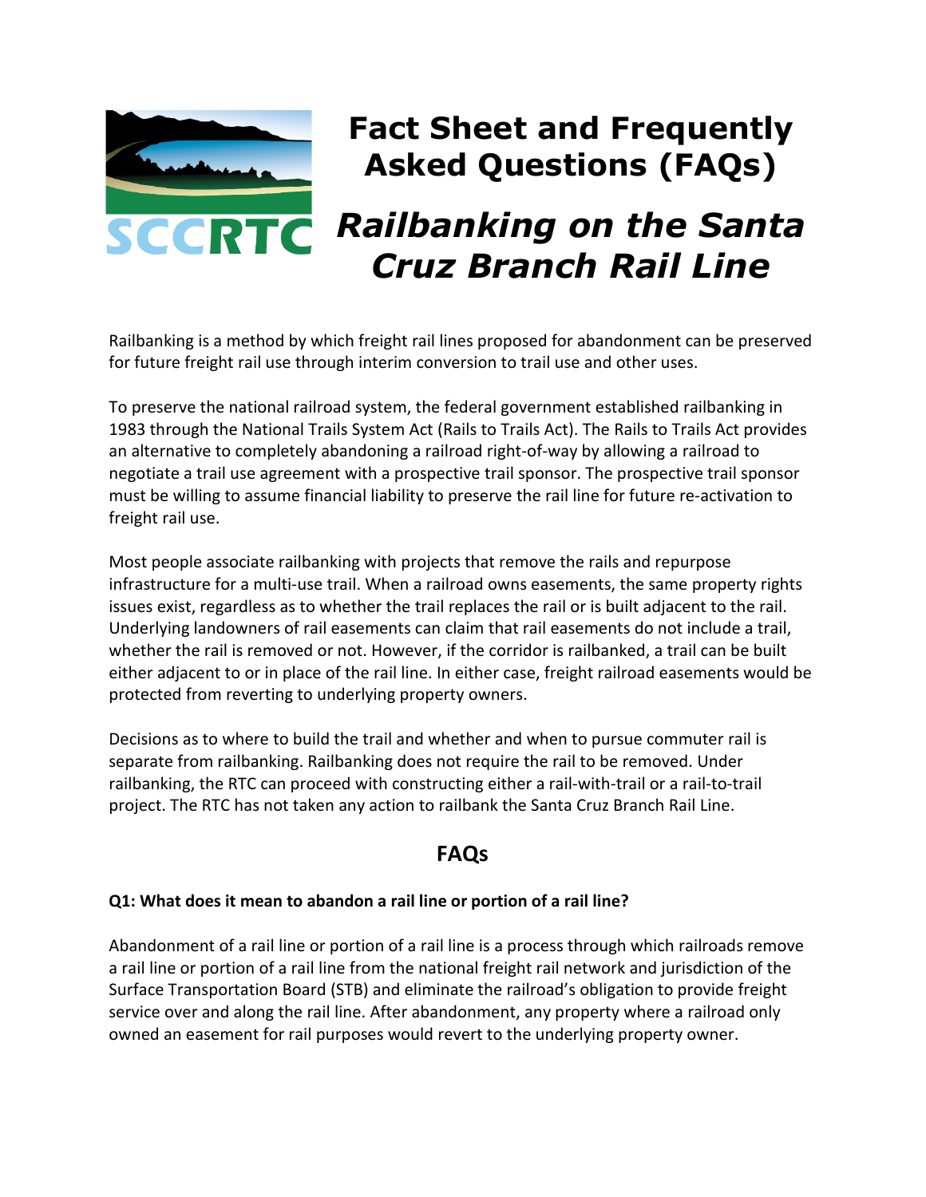# Fact Sheet and Frequently Asked Questions (FAQs)

## *Railbanking on the Santa Cruz Branch Rail Line*

Railbanking is a method by which freight rail lines proposed for abandonment can be preserved for future freight rail use through interim conversion to trail use and other uses.

To preserve the national railroad system, the federal government established railbanking in 1983 through the National Trails System Act (Rails to Trails Act). The Rails to Trails Act provides an alternative to completely abandoning a railroad right-of-way by allowing a railroad to negotiate a trail use agreement with a prospective trail sponsor. The prospective trail sponsor must be willing to assume financial liability to preserve the rail line for future re-activation to freight rail use.

Most people associate railbanking with projects that remove the rails and repurpose infrastructure for a multi-use trail. When a railroad owns easements, the same property rights issues exist, regardless as to whether the trail replaces the rail or is built adjacent to the rail. Underlying landowners of rail easements can claim that rail easements do not include a trail, whether the rail is removed or not. However, if the corridor is railbanked, a trail can be built either adjacent to or in place of the rail line. In either case, freight railroad easements would be protected from reverting to underlying property owners.

Decisions as to where to build the trail and whether and when to pursue commuter rail is separate from railbanking. Railbanking does not require the rail to be removed. Under railbanking, the RTC can proceed with constructing either a rail-with-trail or a rail-to-trail project. The RTC has not taken any action to railbank the Santa Cruz Branch Rail Line.

## FAQs

**Q1: What does it mean to abandon a rail line or portion of a rail line?**

Abandonment of a rail line or portion of a rail line is a process through which railroads remove a rail line or portion of a rail line from the national freight rail network and jurisdiction of the Surface Transportation Board (STB) and eliminate the railroad's obligation to provide freight service over and along the rail line. After abandonment, any property where a railroad only owned an easement for rail purposes would revert to the underlying property owner.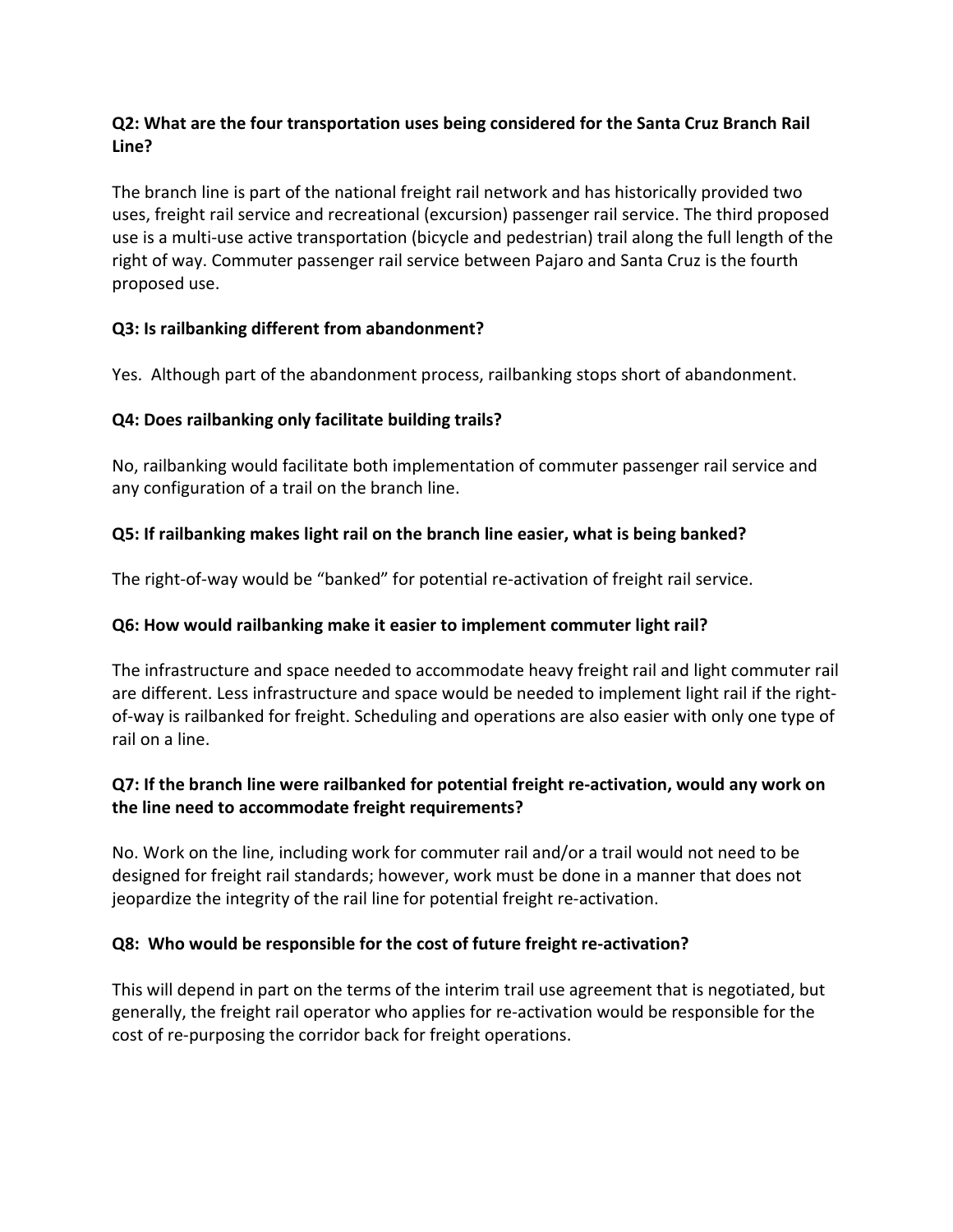**Q2: What are the four transportation uses being considered for the Santa Cruz Branch Rail Line?**

The branch line is part of the national freight rail network and has historically provided two uses, freight rail service and recreational (excursion) passenger rail service. The third proposed use is a multi-use active transportation (bicycle and pedestrian) trail along the full length of the right of way. Commuter passenger rail service between Pajaro and Santa Cruz is the fourth proposed use.

**Q3: Is railbanking different from abandonment?**

Yes. Although part of the abandonment process, railbanking stops short of abandonment.

**Q4: Does railbanking only facilitate building trails?**

No, railbanking would facilitate both implementation of commuter passenger rail service and any configuration of a trail on the branch line.

**Q5: If railbanking makes light rail on the branch line easier, what is being banked?**

The right-of-way would be "banked" for potential re-activation of freight rail service.

**Q6: How would railbanking make it easier to implement commuter light rail?**

The infrastructure and space needed to accommodate heavy freight rail and light commuter rail are different. Less infrastructure and space would be needed to implement light rail if the right-of-way is railbanked for freight. Scheduling and operations are also easier with only one type of rail on a line.

**Q7: If the branch line were railbanked for potential freight re-activation, would any work on the line need to accommodate freight requirements?**

No. Work on the line, including work for commuter rail and/or a trail would not need to be designed for freight rail standards; however, work must be done in a manner that does not jeopardize the integrity of the rail line for potential freight re-activation.

**Q8: Who would be responsible for the cost of future freight re-activation?**

This will depend in part on the terms of the interim trail use agreement that is negotiated, but generally, the freight rail operator who applies for re-activation would be responsible for the cost of re-purposing the corridor back for freight operations.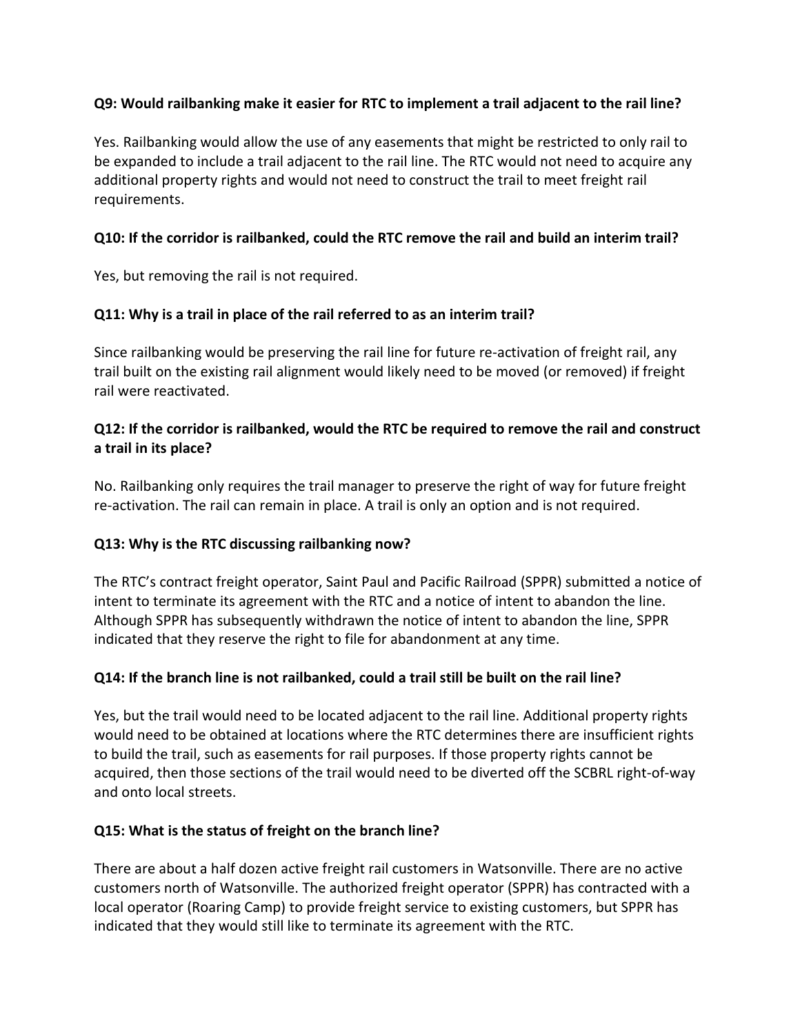**Q9: Would railbanking make it easier for RTC to implement a trail adjacent to the rail line?**

Yes. Railbanking would allow the use of any easements that might be restricted to only rail to be expanded to include a trail adjacent to the rail line. The RTC would not need to acquire any additional property rights and would not need to construct the trail to meet freight rail requirements.

**Q10: If the corridor is railbanked, could the RTC remove the rail and build an interim trail?**

Yes, but removing the rail is not required.

**Q11: Why is a trail in place of the rail referred to as an interim trail?**

Since railbanking would be preserving the rail line for future re-activation of freight rail, any trail built on the existing rail alignment would likely need to be moved (or removed) if freight rail were reactivated.

**Q12: If the corridor is railbanked, would the RTC be required to remove the rail and construct a trail in its place?**

No. Railbanking only requires the trail manager to preserve the right of way for future freight re-activation. The rail can remain in place. A trail is only an option and is not required.

**Q13: Why is the RTC discussing railbanking now?**

The RTC's contract freight operator, Saint Paul and Pacific Railroad (SPPR) submitted a notice of intent to terminate its agreement with the RTC and a notice of intent to abandon the line. Although SPPR has subsequently withdrawn the notice of intent to abandon the line, SPPR indicated that they reserve the right to file for abandonment at any time.

**Q14: If the branch line is not railbanked, could a trail still be built on the rail line?**

Yes, but the trail would need to be located adjacent to the rail line. Additional property rights would need to be obtained at locations where the RTC determines there are insufficient rights to build the trail, such as easements for rail purposes. If those property rights cannot be acquired, then those sections of the trail would need to be diverted off the SCBRL right-of-way and onto local streets.

**Q15: What is the status of freight on the branch line?**

There are about a half dozen active freight rail customers in Watsonville. There are no active customers north of Watsonville. The authorized freight operator (SPPR) has contracted with a local operator (Roaring Camp) to provide freight service to existing customers, but SPPR has indicated that they would still like to terminate its agreement with the RTC.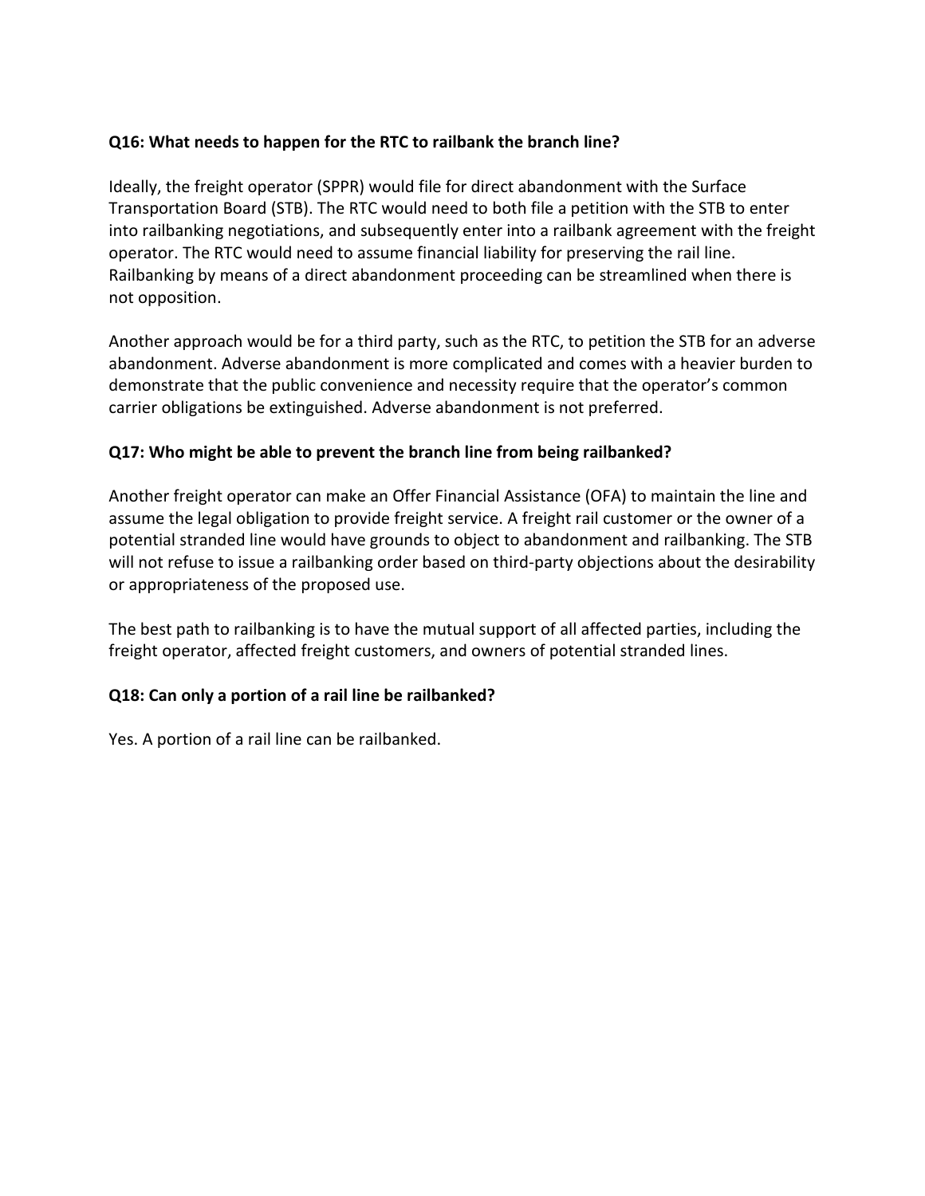**Q16: What needs to happen for the RTC to railbank the branch line?**

Ideally, the freight operator (SPPR) would file for direct abandonment with the Surface Transportation Board (STB). The RTC would need to both file a petition with the STB to enter into railbanking negotiations, and subsequently enter into a railbank agreement with the freight operator. The RTC would need to assume financial liability for preserving the rail line. Railbanking by means of a direct abandonment proceeding can be streamlined when there is not opposition.

Another approach would be for a third party, such as the RTC, to petition the STB for an adverse abandonment. Adverse abandonment is more complicated and comes with a heavier burden to demonstrate that the public convenience and necessity require that the operator's common carrier obligations be extinguished. Adverse abandonment is not preferred.

**Q17: Who might be able to prevent the branch line from being railbanked?**

Another freight operator can make an Offer Financial Assistance (OFA) to maintain the line and assume the legal obligation to provide freight service. A freight rail customer or the owner of a potential stranded line would have grounds to object to abandonment and railbanking. The STB will not refuse to issue a railbanking order based on third-party objections about the desirability or appropriateness of the proposed use.

The best path to railbanking is to have the mutual support of all affected parties, including the freight operator, affected freight customers, and owners of potential stranded lines.

**Q18: Can only a portion of a rail line be railbanked?**

Yes. A portion of a rail line can be railbanked.